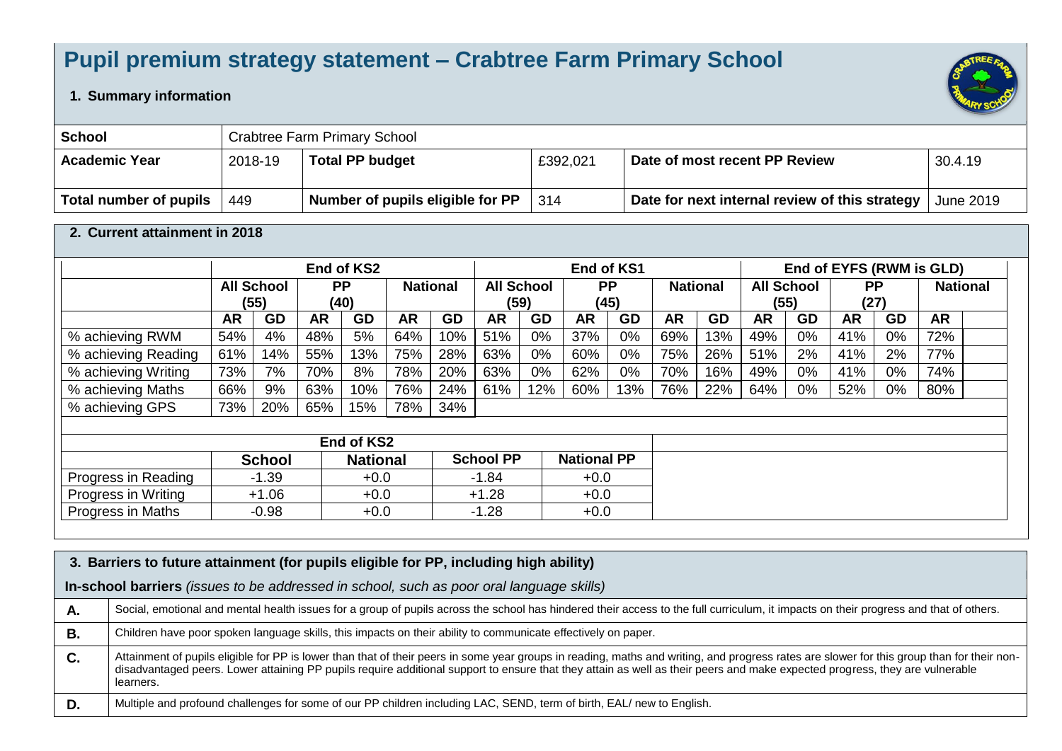# Pupil premium strategy statement – Crabtree Farm Primary School

## 1. Summary information

| School | Crabtree Farm Primary School | | | | |
|---|---|---|---|---|---|
| **Academic Year** | 2018-19 | **Total PP budget** | £392,021 | **Date of most recent PP Review** | 30.4.19 |
| **Total number of pupils** | 449 | **Number of pupils eligible for PP** | 314 | **Date for next internal review of this strategy** | June 2019 |

## 2. Current attainment in 2018

| | End of KS2 | | | | | | End of KS1 | | | | | | End of EYFS (RWM is GLD) | | | | | |
|---|---|---|---|---|---|---|---|---|---|---|---|---|---|---|---|---|---|---|
| | All School (55) | | PP (40) | | National | | All School (59) | | PP (45) | | National | | All School (55) | | PP (27) | | National | |
| | AR | GD | AR | GD | AR | GD | AR | GD | AR | GD | AR | GD | AR | GD | AR | GD | AR | |
| % achieving RWM | 54% | 4% | 48% | 5% | 64% | 10% | 51% | 0% | 37% | 0% | 69% | 13% | 49% | 0% | 41% | 0% | 72% | |
| % achieving Reading | 61% | 14% | 55% | 13% | 75% | 28% | 63% | 0% | 60% | 0% | 75% | 26% | 51% | 2% | 41% | 2% | 77% | |
| % achieving Writing | 73% | 7% | 70% | 8% | 78% | 20% | 63% | 0% | 62% | 0% | 70% | 16% | 49% | 0% | 41% | 0% | 74% | |
| % achieving Maths | 66% | 9% | 63% | 10% | 76% | 24% | 61% | 12% | 60% | 13% | 76% | 22% | 64% | 0% | 52% | 0% | 80% | |
| % achieving GPS | 73% | 20% | 65% | 15% | 78% | 34% | | | | | | | | | | | | |

| | End of KS2 | | | |
|---|---|---|---|---|
| | School | National | School PP | National PP |
| Progress in Reading | -1.39 | +0.0 | -1.84 | +0.0 |
| Progress in Writing | +1.06 | +0.0 | +1.28 | +0.0 |
| Progress in Maths | -0.98 | +0.0 | -1.28 | +0.0 |

## 3. Barriers to future attainment (for pupils eligible for PP, including high ability)

**In-school barriers** *(issues to be addressed in school, such as poor oral language skills)*

| | |
|---|---|
| **A.** | Social, emotional and mental health issues for a group of pupils across the school has hindered their access to the full curriculum, it impacts on their progress and that of others. |
| **B.** | Children have poor spoken language skills, this impacts on their ability to communicate effectively on paper. |
| **C.** | Attainment of pupils eligible for PP is lower than that of their peers in some year groups in reading, maths and writing, and progress rates are slower for this group than for their non-disadvantaged peers. Lower attaining PP pupils require additional support to ensure that they attain as well as their peers and make expected progress, they are vulnerable learners. |
| **D.** | Multiple and profound challenges for some of our PP children including LAC, SEND, term of birth, EAL/ new to English. |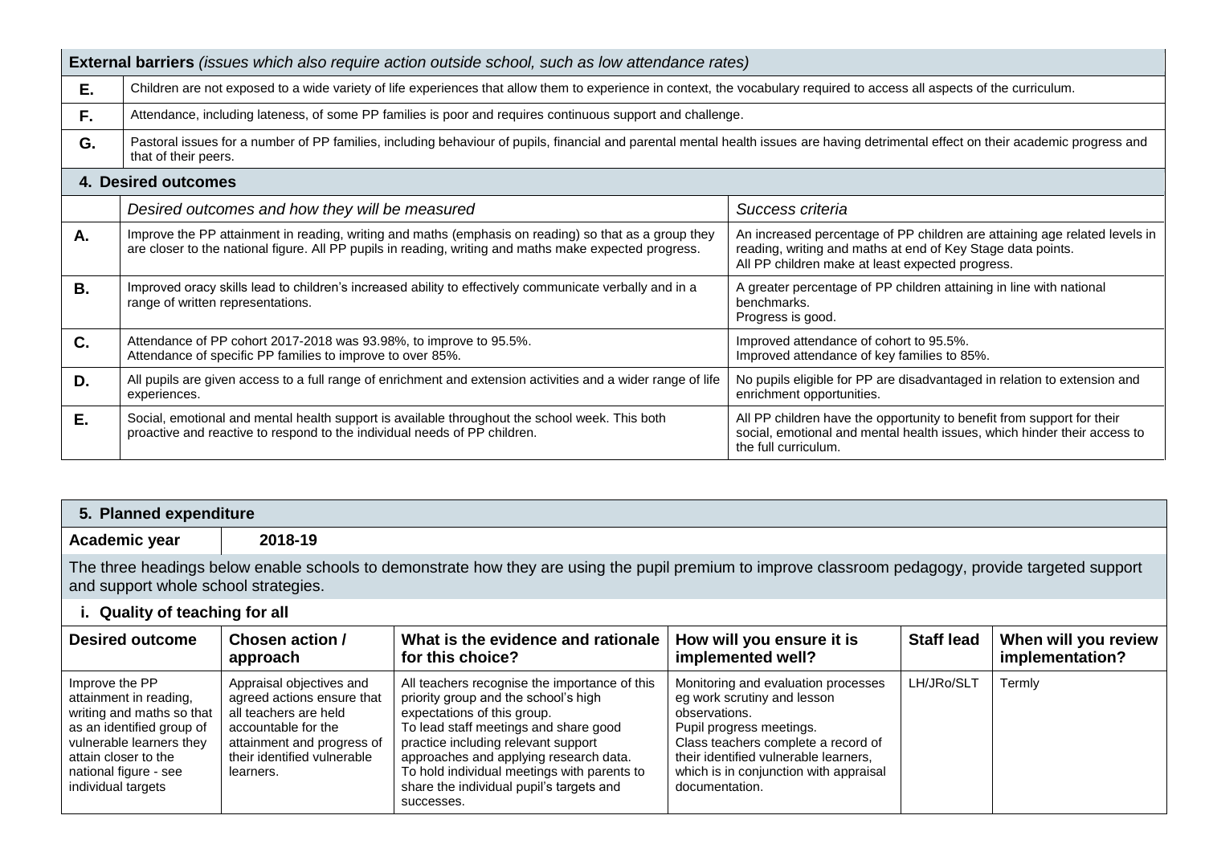| **External barriers** *(issues which also require action outside school, such as low attendance rates)* | |
|---|---|
| **E.** | Children are not exposed to a wide variety of life experiences that allow them to experience in context, the vocabulary required to access all aspects of the curriculum. |
| **F.** | Attendance, including lateness, of some PP families is poor and requires continuous support and challenge. |
| **G.** | Pastoral issues for a number of PP families, including behaviour of pupils, financial and parental mental health issues are having detrimental effect on their academic progress and that of their peers. |

## 4. Desired outcomes

| | *Desired outcomes and how they will be measured* | *Success criteria* |
|---|---|---|
| **A.** | Improve the PP attainment in reading, writing and maths (emphasis on reading) so that as a group they are closer to the national figure. All PP pupils in reading, writing and maths make expected progress. | An increased percentage of PP children are attaining age related levels in reading, writing and maths at end of Key Stage data points.<br>All PP children make at least expected progress. |
| **B.** | Improved oracy skills lead to children's increased ability to effectively communicate verbally and in a range of written representations. | A greater percentage of PP children attaining in line with national benchmarks.<br>Progress is good. |
| **C.** | Attendance of PP cohort 2017-2018 was 93.98%, to improve to 95.5%.<br>Attendance of specific PP families to improve to over 85%. | Improved attendance of cohort to 95.5%.<br>Improved attendance of key families to 85%. |
| **D.** | All pupils are given access to a full range of enrichment and extension activities and a wider range of life experiences. | No pupils eligible for PP are disadvantaged in relation to extension and enrichment opportunities. |
| **E.** | Social, emotional and mental health support is available throughout the school week. This both proactive and reactive to respond to the individual needs of PP children. | All PP children have the opportunity to benefit from support for their social, emotional and mental health issues, which hinder their access to the full curriculum. |

## 5. Planned expenditure

| **Academic year** | **2018-19** |
|---|---|

The three headings below enable schools to demonstrate how they are using the pupil premium to improve classroom pedagogy, provide targeted support and support whole school strategies.

### i. Quality of teaching for all

| Desired outcome | Chosen action / approach | What is the evidence and rationale for this choice? | How will you ensure it is implemented well? | Staff lead | When will you review implementation? |
|---|---|---|---|---|---|
| Improve the PP attainment in reading, writing and maths so that as an identified group of vulnerable learners they attain closer to the national figure - see individual targets | Appraisal objectives and agreed actions ensure that all teachers are held accountable for the attainment and progress of their identified vulnerable learners. | All teachers recognise the importance of this priority group and the school's high expectations of this group.<br>To lead staff meetings and share good practice including relevant support approaches and applying research data.<br>To hold individual meetings with parents to share the individual pupil's targets and successes. | Monitoring and evaluation processes eg work scrutiny and lesson observations.<br>Pupil progress meetings.<br>Class teachers complete a record of their identified vulnerable learners, which is in conjunction with appraisal documentation. | LH/JRo/SLT | Termly |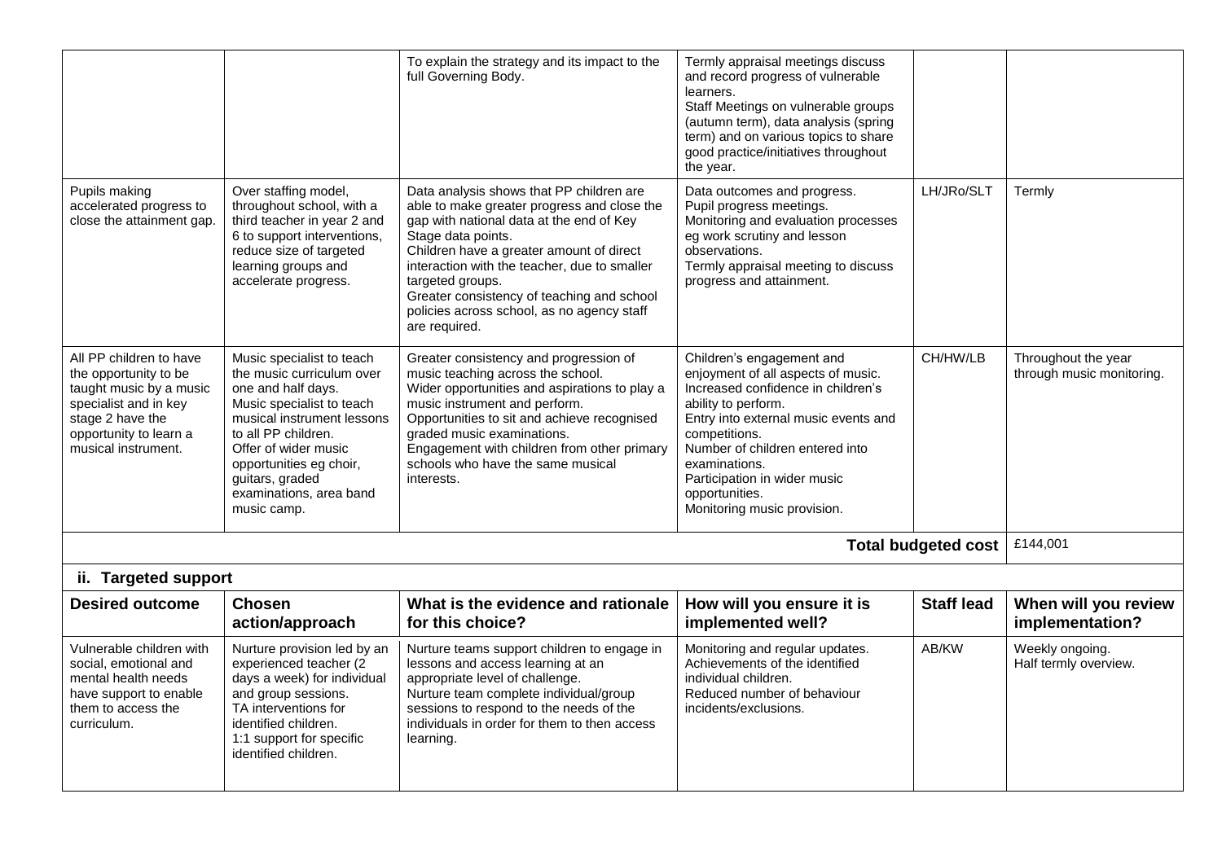| | | | | | |
|---|---|---|---|---|---|
| | | To explain the strategy and its impact to the full Governing Body. | Termly appraisal meetings discuss and record progress of vulnerable learners.<br>Staff Meetings on vulnerable groups (autumn term), data analysis (spring term) and on various topics to share good practice/initiatives throughout the year. | | |
| Pupils making accelerated progress to close the attainment gap. | Over staffing model, throughout school, with a third teacher in year 2 and 6 to support interventions, reduce size of targeted learning groups and accelerate progress. | Data analysis shows that PP children are able to make greater progress and close the gap with national data at the end of Key Stage data points.<br>Children have a greater amount of direct interaction with the teacher, due to smaller targeted groups.<br>Greater consistency of teaching and school policies across school, as no agency staff are required. | Data outcomes and progress.<br>Pupil progress meetings.<br>Monitoring and evaluation processes eg work scrutiny and lesson observations.<br>Termly appraisal meeting to discuss progress and attainment. | LH/JRo/SLT | Termly |
| All PP children to have the opportunity to be taught music by a music specialist and in key stage 2 have the opportunity to learn a musical instrument. | Music specialist to teach the music curriculum over one and half days.<br>Music specialist to teach musical instrument lessons to all PP children.<br>Offer of wider music opportunities eg choir, guitars, graded examinations, area band music camp. | Greater consistency and progression of music teaching across the school.<br>Wider opportunities and aspirations to play a music instrument and perform.<br>Opportunities to sit and achieve recognised graded music examinations.<br>Engagement with children from other primary schools who have the same musical interests. | Children's engagement and enjoyment of all aspects of music.<br>Increased confidence in children's ability to perform.<br>Entry into external music events and competitions.<br>Number of children entered into examinations.<br>Participation in wider music opportunities.<br>Monitoring music provision. | CH/HW/LB | Throughout the year through music monitoring. |
| | | | | **Total budgeted cost** | £144,001 |

**ii. Targeted support**

| Desired outcome | Chosen action/approach | What is the evidence and rationale for this choice? | How will you ensure it is implemented well? | Staff lead | When will you review implementation? |
|---|---|---|---|---|---|
| Vulnerable children with social, emotional and mental health needs have support to enable them to access the curriculum. | Nurture provision led by an experienced teacher (2 days a week) for individual and group sessions.<br>TA interventions for identified children.<br>1:1 support for specific identified children. | Nurture teams support children to engage in lessons and access learning at an appropriate level of challenge.<br>Nurture team complete individual/group sessions to respond to the needs of the individuals in order for them to then access learning. | Monitoring and regular updates.<br>Achievements of the identified individual children.<br>Reduced number of behaviour incidents/exclusions. | AB/KW | Weekly ongoing.<br>Half termly overview. |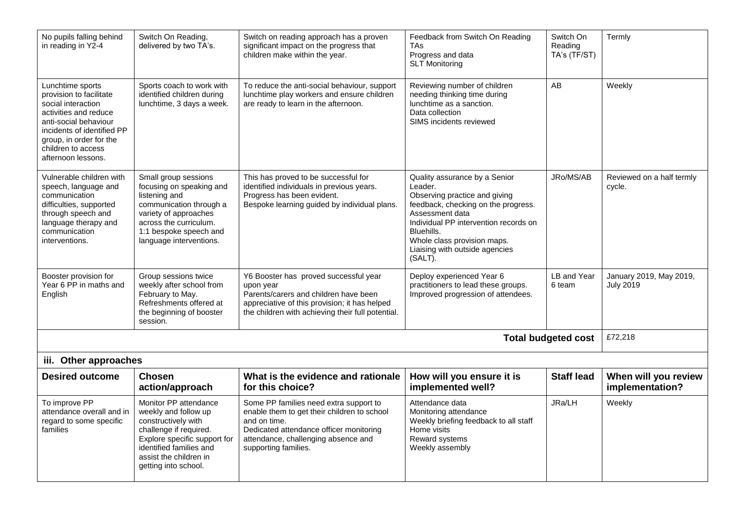| No pupils falling behind in reading in Y2-4 | Switch On Reading, delivered by two TA's. | Switch on reading approach has a proven significant impact on the progress that children make within the year. | Feedback from Switch On Reading TAs<br>Progress and data<br>SLT Monitoring | Switch On Reading TA's (TF/ST) | Termly |
|---|---|---|---|---|---|
| Lunchtime sports provision to facilitate social interaction activities and reduce anti-social behaviour incidents of identified PP group, in order for the children to access afternoon lessons. | Sports coach to work with identified children during lunchtime, 3 days a week. | To reduce the anti-social behaviour, support lunchtime play workers and ensure children are ready to learn in the afternoon. | Reviewing number of children needing thinking time during lunchtime as a sanction.<br>Data collection<br>SIMS incidents reviewed | AB | Weekly |
| Vulnerable children with speech, language and communication difficulties, supported through speech and language therapy and communication interventions. | Small group sessions focusing on speaking and listening and communication through a variety of approaches across the curriculum.<br>1:1 bespoke speech and language interventions. | This has proved to be successful for identified individuals in previous years.<br>Progress has been evident.<br>Bespoke learning guided by individual plans. | Quality assurance by a Senior Leader.<br>Observing practice and giving feedback, checking on the progress.<br>Assessment data<br>Individual PP intervention records on Bluehills.<br>Whole class provision maps.<br>Liaising with outside agencies (SALT). | JRo/MS/AB | Reviewed on a half termly cycle. |
| Booster provision for Year 6 PP in maths and English | Group sessions twice weekly after school from February to May.<br>Refreshments offered at the beginning of booster session. | Y6 Booster has proved successful year upon year<br>Parents/carers and children have been appreciative of this provision; it has helped the children with achieving their full potential. | Deploy experienced Year 6 practitioners to lead these groups.<br>Improved progression of attendees. | LB and Year 6 team | January 2019, May 2019, July 2019 |
| | | | | **Total budgeted cost** | £72,218 |

### iii. Other approaches

| Desired outcome | Chosen action/approach | What is the evidence and rationale for this choice? | How will you ensure it is implemented well? | Staff lead | When will you review implementation? |
|---|---|---|---|---|---|
| To improve PP attendance overall and in regard to some specific families | Monitor PP attendance weekly and follow up constructively with challenge if required.<br>Explore specific support for identified families and assist the children in getting into school. | Some PP families need extra support to enable them to get their children to school and on time.<br>Dedicated attendance officer monitoring attendance, challenging absence and supporting families. | Attendance data<br>Monitoring attendance<br>Weekly briefing feedback to all staff<br>Home visits<br>Reward systems<br>Weekly assembly | JRa/LH | Weekly |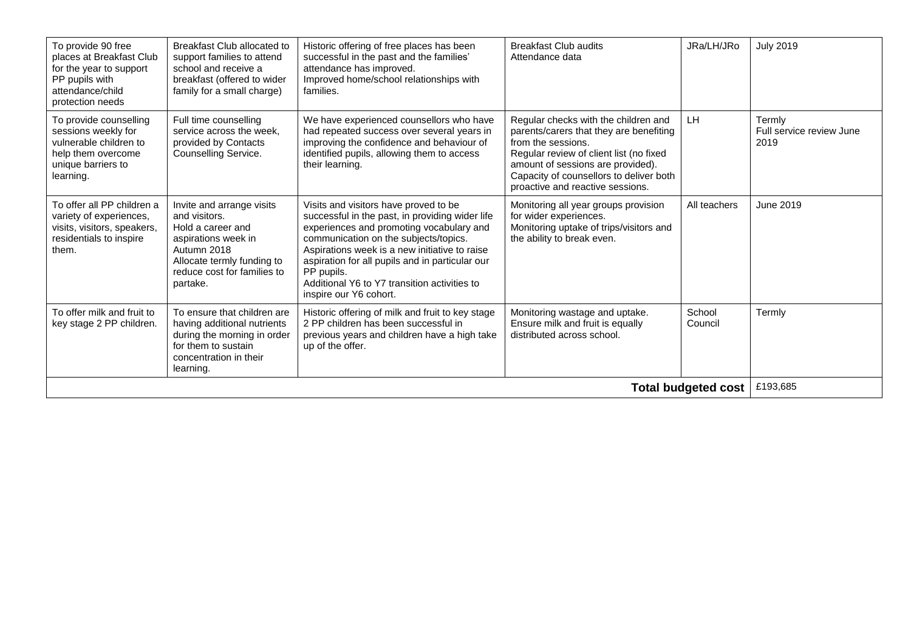| | | | | | |
|---|---|---|---|---|---|
| To provide 90 free places at Breakfast Club for the year to support PP pupils with attendance/child protection needs | Breakfast Club allocated to support families to attend school and receive a breakfast (offered to wider family for a small charge) | Historic offering of free places has been successful in the past and the families' attendance has improved.<br>Improved home/school relationships with families. | Breakfast Club audits<br>Attendance data | JRa/LH/JRo | July 2019 |
| To provide counselling sessions weekly for vulnerable children to help them overcome unique barriers to learning. | Full time counselling service across the week, provided by Contacts Counselling Service. | We have experienced counsellors who have had repeated success over several years in improving the confidence and behaviour of identified pupils, allowing them to access their learning. | Regular checks with the children and parents/carers that they are benefiting from the sessions.<br>Regular review of client list (no fixed amount of sessions are provided).<br>Capacity of counsellors to deliver both proactive and reactive sessions. | LH | Termly<br>Full service review June 2019 |
| To offer all PP children a variety of experiences, visits, visitors, speakers, residentials to inspire them. | Invite and arrange visits and visitors.<br>Hold a career and aspirations week in Autumn 2018<br>Allocate termly funding to reduce cost for families to partake. | Visits and visitors have proved to be successful in the past, in providing wider life experiences and promoting vocabulary and communication on the subjects/topics.<br>Aspirations week is a new initiative to raise aspiration for all pupils and in particular our PP pupils.<br>Additional Y6 to Y7 transition activities to inspire our Y6 cohort. | Monitoring all year groups provision for wider experiences.<br>Monitoring uptake of trips/visitors and the ability to break even. | All teachers | June 2019 |
| To offer milk and fruit to key stage 2 PP children. | To ensure that children are having additional nutrients during the morning in order for them to sustain concentration in their learning. | Historic offering of milk and fruit to key stage 2 PP children has been successful in previous years and children have a high take up of the offer. | Monitoring wastage and uptake.<br>Ensure milk and fruit is equally distributed across school. | School Council | Termly |
| | | | | **Total budgeted cost** | £193,685 |